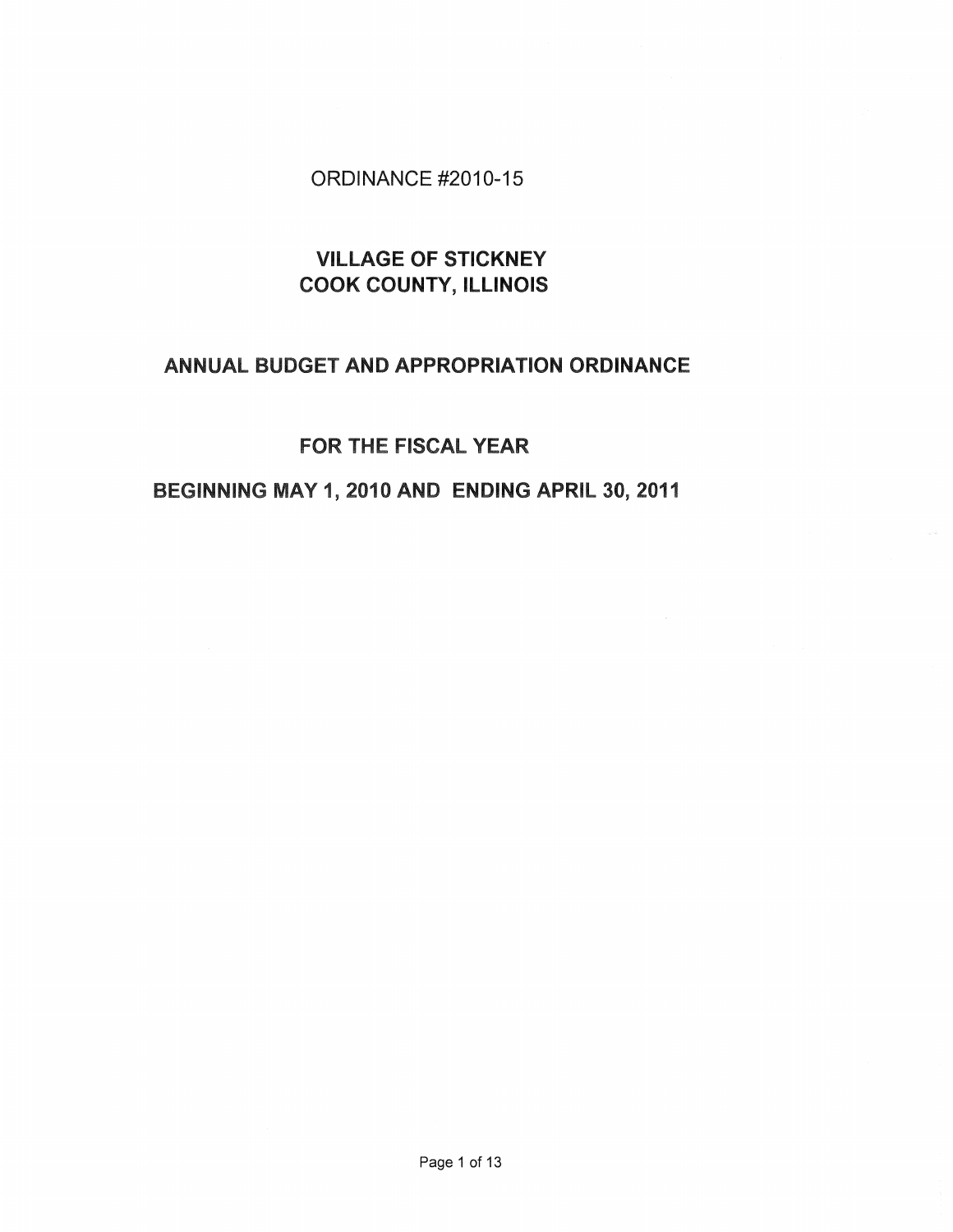ORDINANCE #2010-15

# VILLAGE OF STICKNEY
# COOK COUNTY, ILLINOIS

## ANNUAL BUDGET AND APPROPRIATION ORDINANCE

## FOR THE FISCAL YEAR

## BEGINNING MAY 1, 2010 AND ENDING APRIL 30, 2011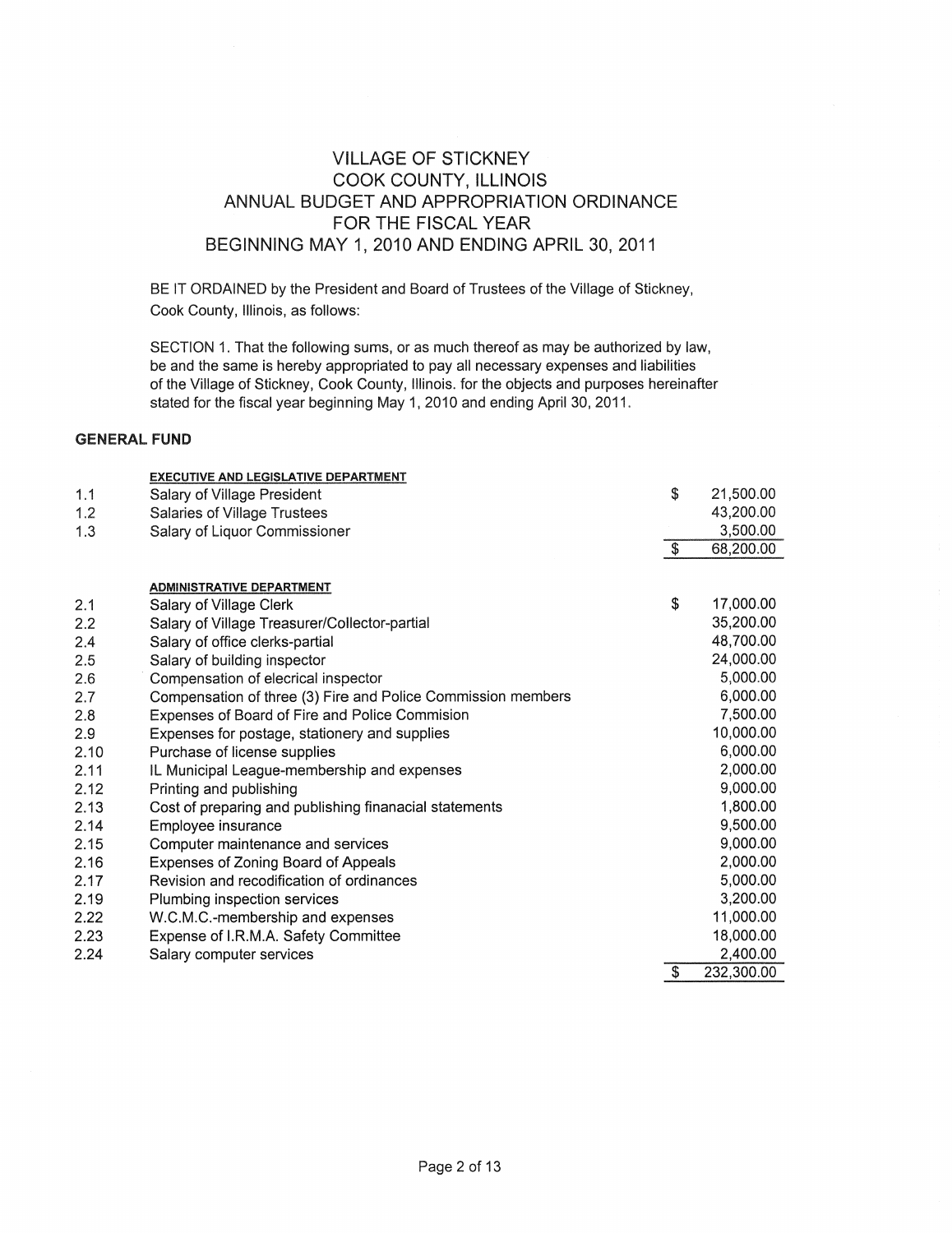# VILLAGE OF STICKNEY
# COOK COUNTY, ILLINOIS
# ANNUAL BUDGET AND APPROPRIATION ORDINANCE
# FOR THE FISCAL YEAR
# BEGINNING MAY 1, 2010 AND ENDING APRIL 30, 2011

BE IT ORDAINED by the President and Board of Trustees of the Village of Stickney, Cook County, Illinois, as follows:

SECTION 1. That the following sums, or as much thereof as may be authorized by law, be and the same is hereby appropriated to pay all necessary expenses and liabilities of the Village of Stickney, Cook County, Illinois. for the objects and purposes hereinafter stated for the fiscal year beginning May 1, 2010 and ending April 30, 2011.

**GENERAL FUND**

| | **EXECUTIVE AND LEGISLATIVE DEPARTMENT** | | |
|---|---|---|---|
| 1.1 | Salary of Village President | $ | 21,500.00 |
| 1.2 | Salaries of Village Trustees | | 43,200.00 |
| 1.3 | Salary of Liquor Commissioner | | 3,500.00 |
| | | $ | 68,200.00 |

| | **ADMINISTRATIVE DEPARTMENT** | | |
|---|---|---|---|
| 2.1 | Salary of Village Clerk | $ | 17,000.00 |
| 2.2 | Salary of Village Treasurer/Collector-partial | | 35,200.00 |
| 2.4 | Salary of office clerks-partial | | 48,700.00 |
| 2.5 | Salary of building inspector | | 24,000.00 |
| 2.6 | Compensation of elecrical inspector | | 5,000.00 |
| 2.7 | Compensation of three (3) Fire and Police Commission members | | 6,000.00 |
| 2.8 | Expenses of Board of Fire and Police Commision | | 7,500.00 |
| 2.9 | Expenses for postage, stationery and supplies | | 10,000.00 |
| 2.10 | Purchase of license supplies | | 6,000.00 |
| 2.11 | IL Municipal League-membership and expenses | | 2,000.00 |
| 2.12 | Printing and publishing | | 9,000.00 |
| 2.13 | Cost of preparing and publishing finanacial statements | | 1,800.00 |
| 2.14 | Employee insurance | | 9,500.00 |
| 2.15 | Computer maintenance and services | | 9,000.00 |
| 2.16 | Expenses of Zoning Board of Appeals | | 2,000.00 |
| 2.17 | Revision and recodification of ordinances | | 5,000.00 |
| 2.19 | Plumbing inspection services | | 3,200.00 |
| 2.22 | W.C.M.C.-membership and expenses | | 11,000.00 |
| 2.23 | Expense of I.R.M.A. Safety Committee | | 18,000.00 |
| 2.24 | Salary computer services | | 2,400.00 |
| | | $ | 232,300.00 |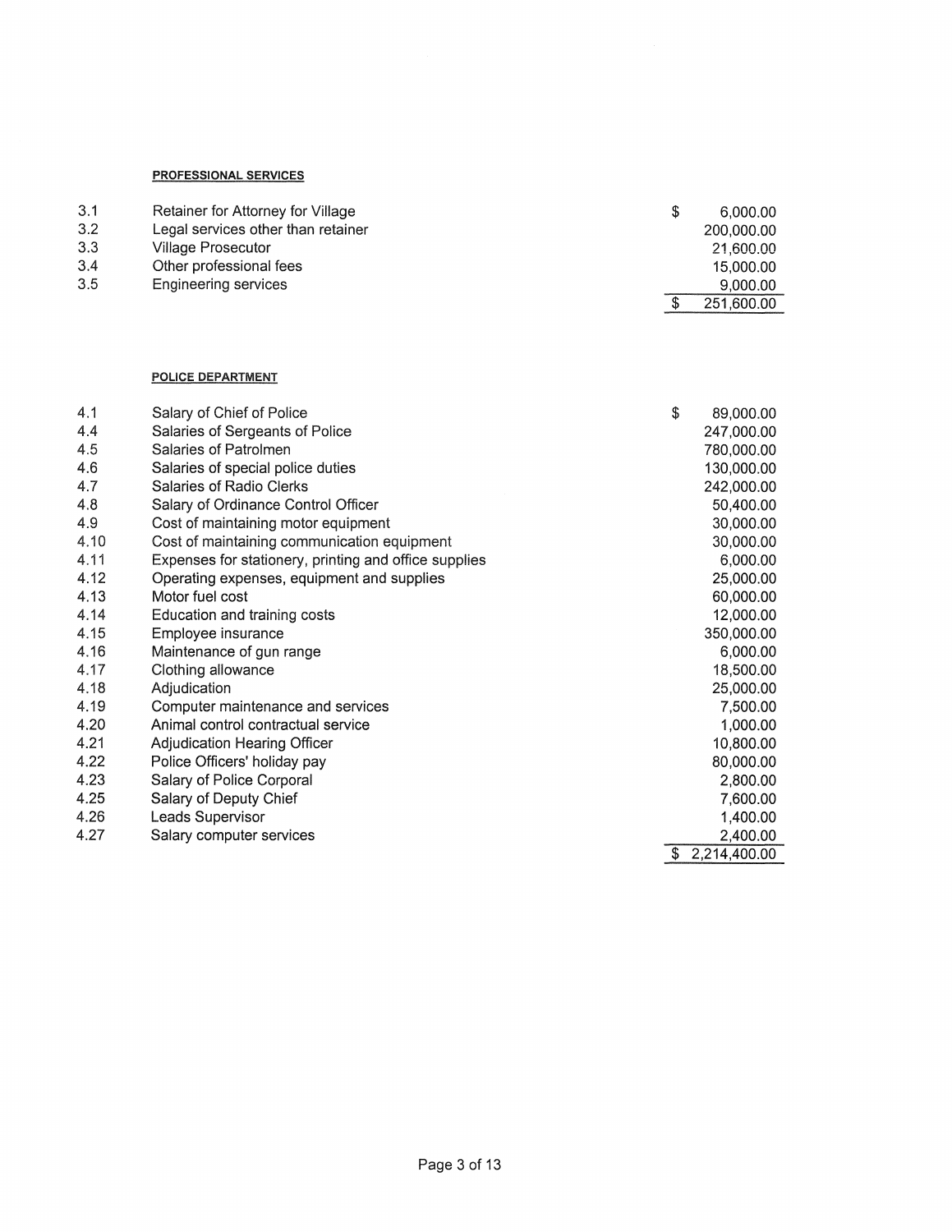**PROFESSIONAL SERVICES**

| | | |
|---|---|---|
| 3.1 | Retainer for Attorney for Village | $ 6,000.00 |
| 3.2 | Legal services other than retainer | 200,000.00 |
| 3.3 | Village Prosecutor | 21,600.00 |
| 3.4 | Other professional fees | 15,000.00 |
| 3.5 | Engineering services | 9,000.00 |
| | | $ 251,600.00 |

**POLICE DEPARTMENT**

| | | |
|---|---|---|
| 4.1 | Salary of Chief of Police | $ 89,000.00 |
| 4.4 | Salaries of Sergeants of Police | 247,000.00 |
| 4.5 | Salaries of Patrolmen | 780,000.00 |
| 4.6 | Salaries of special police duties | 130,000.00 |
| 4.7 | Salaries of Radio Clerks | 242,000.00 |
| 4.8 | Salary of Ordinance Control Officer | 50,400.00 |
| 4.9 | Cost of maintaining motor equipment | 30,000.00 |
| 4.10 | Cost of maintaining communication equipment | 30,000.00 |
| 4.11 | Expenses for stationery, printing and office supplies | 6,000.00 |
| 4.12 | Operating expenses, equipment and supplies | 25,000.00 |
| 4.13 | Motor fuel cost | 60,000.00 |
| 4.14 | Education and training costs | 12,000.00 |
| 4.15 | Employee insurance | 350,000.00 |
| 4.16 | Maintenance of gun range | 6,000.00 |
| 4.17 | Clothing allowance | 18,500.00 |
| 4.18 | Adjudication | 25,000.00 |
| 4.19 | Computer maintenance and services | 7,500.00 |
| 4.20 | Animal control contractual service | 1,000.00 |
| 4.21 | Adjudication Hearing Officer | 10,800.00 |
| 4.22 | Police Officers' holiday pay | 80,000.00 |
| 4.23 | Salary of Police Corporal | 2,800.00 |
| 4.25 | Salary of Deputy Chief | 7,600.00 |
| 4.26 | Leads Supervisor | 1,400.00 |
| 4.27 | Salary computer services | 2,400.00 |
| | | $ 2,214,400.00 |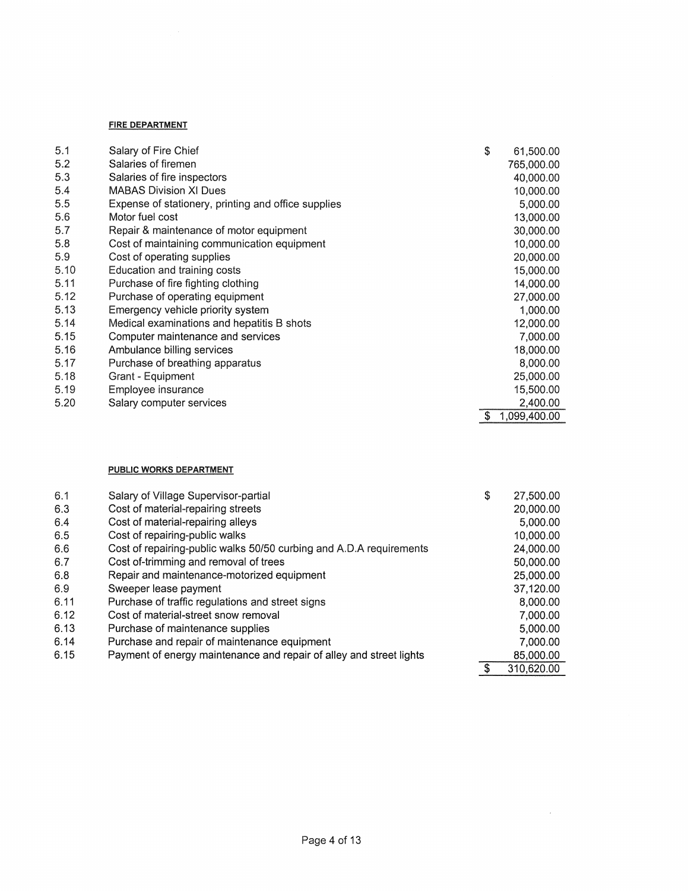**FIRE DEPARTMENT**

| | | |
|---|---|---|
| 5.1 | Salary of Fire Chief | $ 61,500.00 |
| 5.2 | Salaries of firemen | 765,000.00 |
| 5.3 | Salaries of fire inspectors | 40,000.00 |
| 5.4 | MABAS Division XI Dues | 10,000.00 |
| 5.5 | Expense of stationery, printing and office supplies | 5,000.00 |
| 5.6 | Motor fuel cost | 13,000.00 |
| 5.7 | Repair & maintenance of motor equipment | 30,000.00 |
| 5.8 | Cost of maintaining communication equipment | 10,000.00 |
| 5.9 | Cost of operating supplies | 20,000.00 |
| 5.10 | Education and training costs | 15,000.00 |
| 5.11 | Purchase of fire fighting clothing | 14,000.00 |
| 5.12 | Purchase of operating equipment | 27,000.00 |
| 5.13 | Emergency vehicle priority system | 1,000.00 |
| 5.14 | Medical examinations and hepatitis B shots | 12,000.00 |
| 5.15 | Computer maintenance and services | 7,000.00 |
| 5.16 | Ambulance billing services | 18,000.00 |
| 5.17 | Purchase of breathing apparatus | 8,000.00 |
| 5.18 | Grant - Equipment | 25,000.00 |
| 5.19 | Employee insurance | 15,500.00 |
| 5.20 | Salary computer services | 2,400.00 |
| | | $ 1,099,400.00 |

**PUBLIC WORKS DEPARTMENT**

| | | |
|---|---|---|
| 6.1 | Salary of Village Supervisor-partial | $ 27,500.00 |
| 6.3 | Cost of material-repairing streets | 20,000.00 |
| 6.4 | Cost of material-repairing alleys | 5,000.00 |
| 6.5 | Cost of repairing-public walks | 10,000.00 |
| 6.6 | Cost of repairing-public walks 50/50 curbing and A.D.A requirements | 24,000.00 |
| 6.7 | Cost of-trimming and removal of trees | 50,000.00 |
| 6.8 | Repair and maintenance-motorized equipment | 25,000.00 |
| 6.9 | Sweeper lease payment | 37,120.00 |
| 6.11 | Purchase of traffic regulations and street signs | 8,000.00 |
| 6.12 | Cost of material-street snow removal | 7,000.00 |
| 6.13 | Purchase of maintenance supplies | 5,000.00 |
| 6.14 | Purchase and repair of maintenance equipment | 7,000.00 |
| 6.15 | Payment of energy maintenance and repair of alley and street lights | 85,000.00 |
| | | $ 310,620.00 |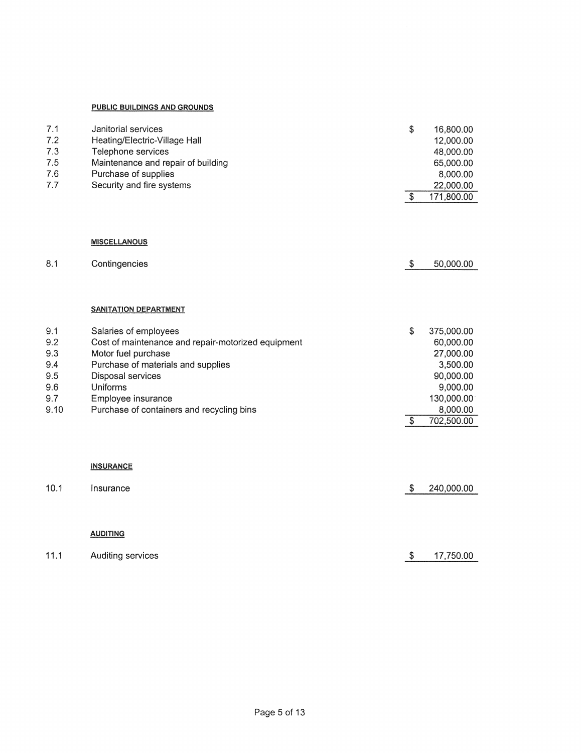**PUBLIC BUILDINGS AND GROUNDS**

| | | | |
|---|---|---|---|
| 7.1 | Janitorial services | $ | 16,800.00 |
| 7.2 | Heating/Electric-Village Hall | | 12,000.00 |
| 7.3 | Telephone services | | 48,000.00 |
| 7.5 | Maintenance and repair of building | | 65,000.00 |
| 7.6 | Purchase of supplies | | 8,000.00 |
| 7.7 | Security and fire systems | | 22,000.00 |
| | | $ | 171,800.00 |

**MISCELLANOUS**

| | | | |
|---|---|---|---|
| 8.1 | Contingencies | $ | 50,000.00 |

**SANITATION DEPARTMENT**

| | | | |
|---|---|---|---|
| 9.1 | Salaries of employees | $ | 375,000.00 |
| 9.2 | Cost of maintenance and repair-motorized equipment | | 60,000.00 |
| 9.3 | Motor fuel purchase | | 27,000.00 |
| 9.4 | Purchase of materials and supplies | | 3,500.00 |
| 9.5 | Disposal services | | 90,000.00 |
| 9.6 | Uniforms | | 9,000.00 |
| 9.7 | Employee insurance | | 130,000.00 |
| 9.10 | Purchase of containers and recycling bins | | 8,000.00 |
| | | $ | 702,500.00 |

**INSURANCE**

| | | | |
|---|---|---|---|
| 10.1 | Insurance | $ | 240,000.00 |

**AUDITING**

| | | | |
|---|---|---|---|
| 11.1 | Auditing services | $ | 17,750.00 |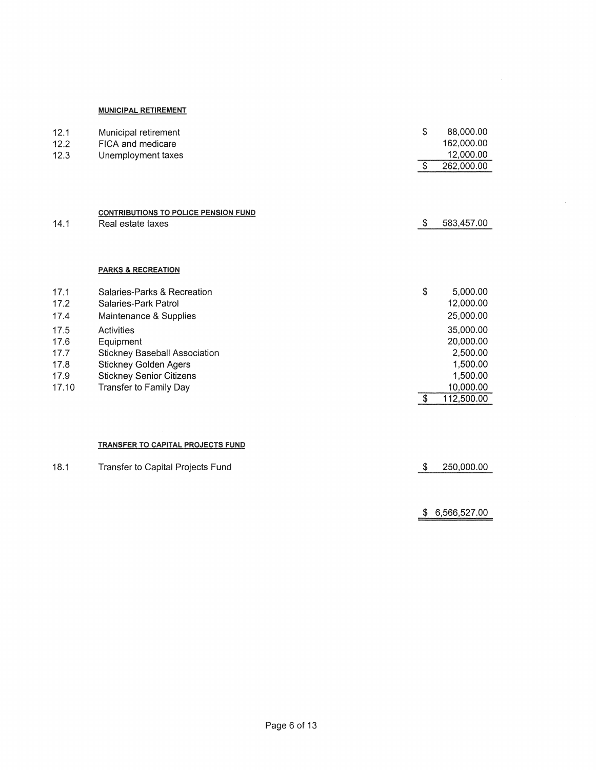**MUNICIPAL RETIREMENT**

| | | |
|---|---|---|
| 12.1 | Municipal retirement | $ 88,000.00 |
| 12.2 | FICA and medicare | 162,000.00 |
| 12.3 | Unemployment taxes | 12,000.00 |
| | | $ 262,000.00 |

**CONTRIBUTIONS TO POLICE PENSION FUND**

| | | |
|---|---|---|
| 14.1 | Real estate taxes | $ 583,457.00 |

**PARKS & RECREATION**

| | | |
|---|---|---|
| 17.1 | Salaries-Parks & Recreation | $ 5,000.00 |
| 17.2 | Salaries-Park Patrol | 12,000.00 |
| 17.4 | Maintenance & Supplies | 25,000.00 |
| 17.5 | Activities | 35,000.00 |
| 17.6 | Equipment | 20,000.00 |
| 17.7 | Stickney Baseball Association | 2,500.00 |
| 17.8 | Stickney Golden Agers | 1,500.00 |
| 17.9 | Stickney Senior Citizens | 1,500.00 |
| 17.10 | Transfer to Family Day | 10,000.00 |
| | | $ 112,500.00 |

**TRANSFER TO CAPITAL PROJECTS FUND**

| | | |
|---|---|---|
| 18.1 | Transfer to Capital Projects Fund | $ 250,000.00 |

| | | |
|---|---|---|
| | | $ 6,566,527.00 |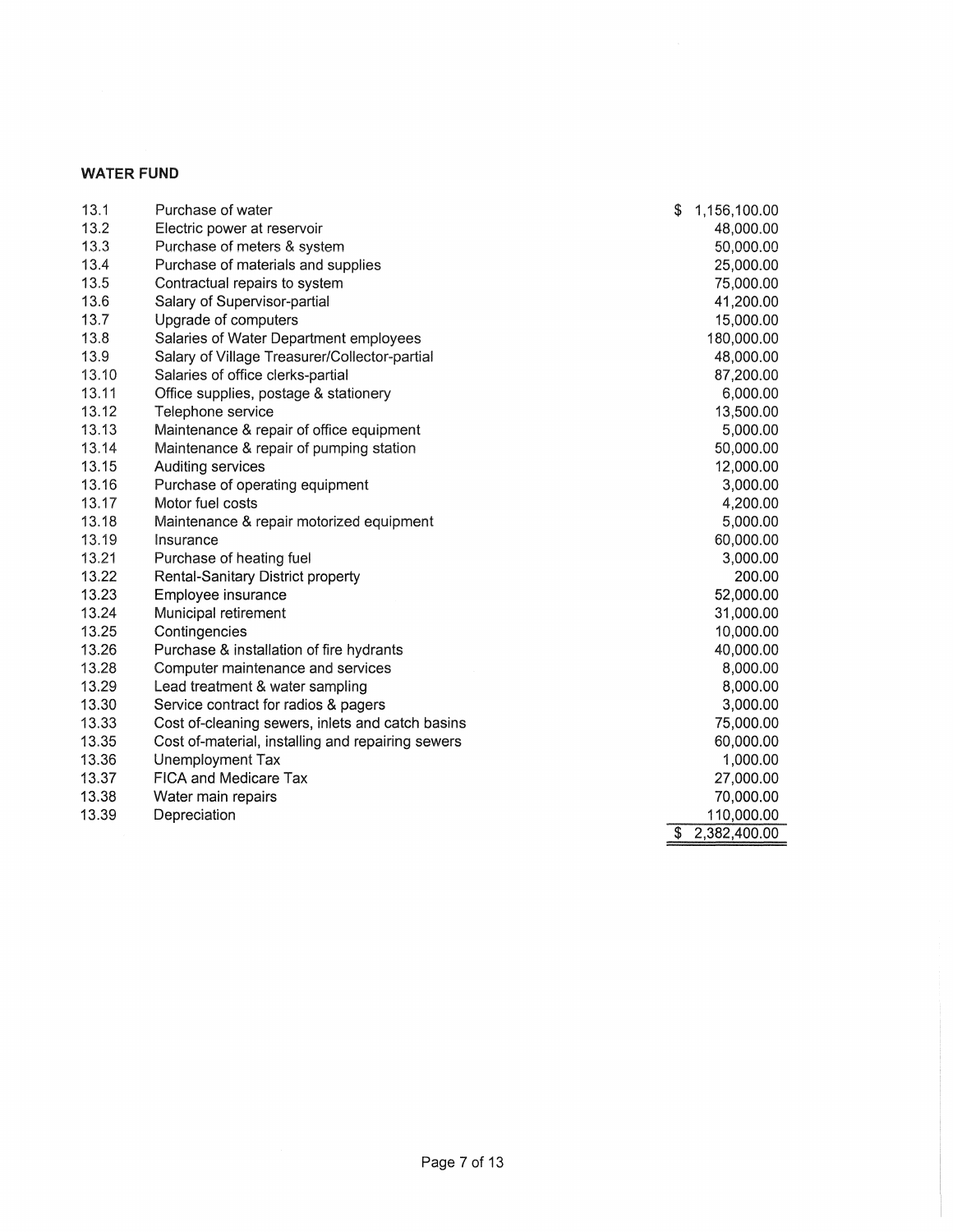**WATER FUND**

| | | |
|---|---|---|
| 13.1 | Purchase of water | $ 1,156,100.00 |
| 13.2 | Electric power at reservoir | 48,000.00 |
| 13.3 | Purchase of meters & system | 50,000.00 |
| 13.4 | Purchase of materials and supplies | 25,000.00 |
| 13.5 | Contractual repairs to system | 75,000.00 |
| 13.6 | Salary of Supervisor-partial | 41,200.00 |
| 13.7 | Upgrade of computers | 15,000.00 |
| 13.8 | Salaries of Water Department employees | 180,000.00 |
| 13.9 | Salary of Village Treasurer/Collector-partial | 48,000.00 |
| 13.10 | Salaries of office clerks-partial | 87,200.00 |
| 13.11 | Office supplies, postage & stationery | 6,000.00 |
| 13.12 | Telephone service | 13,500.00 |
| 13.13 | Maintenance & repair of office equipment | 5,000.00 |
| 13.14 | Maintenance & repair of pumping station | 50,000.00 |
| 13.15 | Auditing services | 12,000.00 |
| 13.16 | Purchase of operating equipment | 3,000.00 |
| 13.17 | Motor fuel costs | 4,200.00 |
| 13.18 | Maintenance & repair motorized equipment | 5,000.00 |
| 13.19 | Insurance | 60,000.00 |
| 13.21 | Purchase of heating fuel | 3,000.00 |
| 13.22 | Rental-Sanitary District property | 200.00 |
| 13.23 | Employee insurance | 52,000.00 |
| 13.24 | Municipal retirement | 31,000.00 |
| 13.25 | Contingencies | 10,000.00 |
| 13.26 | Purchase & installation of fire hydrants | 40,000.00 |
| 13.28 | Computer maintenance and services | 8,000.00 |
| 13.29 | Lead treatment & water sampling | 8,000.00 |
| 13.30 | Service contract for radios & pagers | 3,000.00 |
| 13.33 | Cost of-cleaning sewers, inlets and catch basins | 75,000.00 |
| 13.35 | Cost of-material, installing and repairing sewers | 60,000.00 |
| 13.36 | Unemployment Tax | 1,000.00 |
| 13.37 | FICA and Medicare Tax | 27,000.00 |
| 13.38 | Water main repairs | 70,000.00 |
| 13.39 | Depreciation | 110,000.00 |
| | | $ 2,382,400.00 |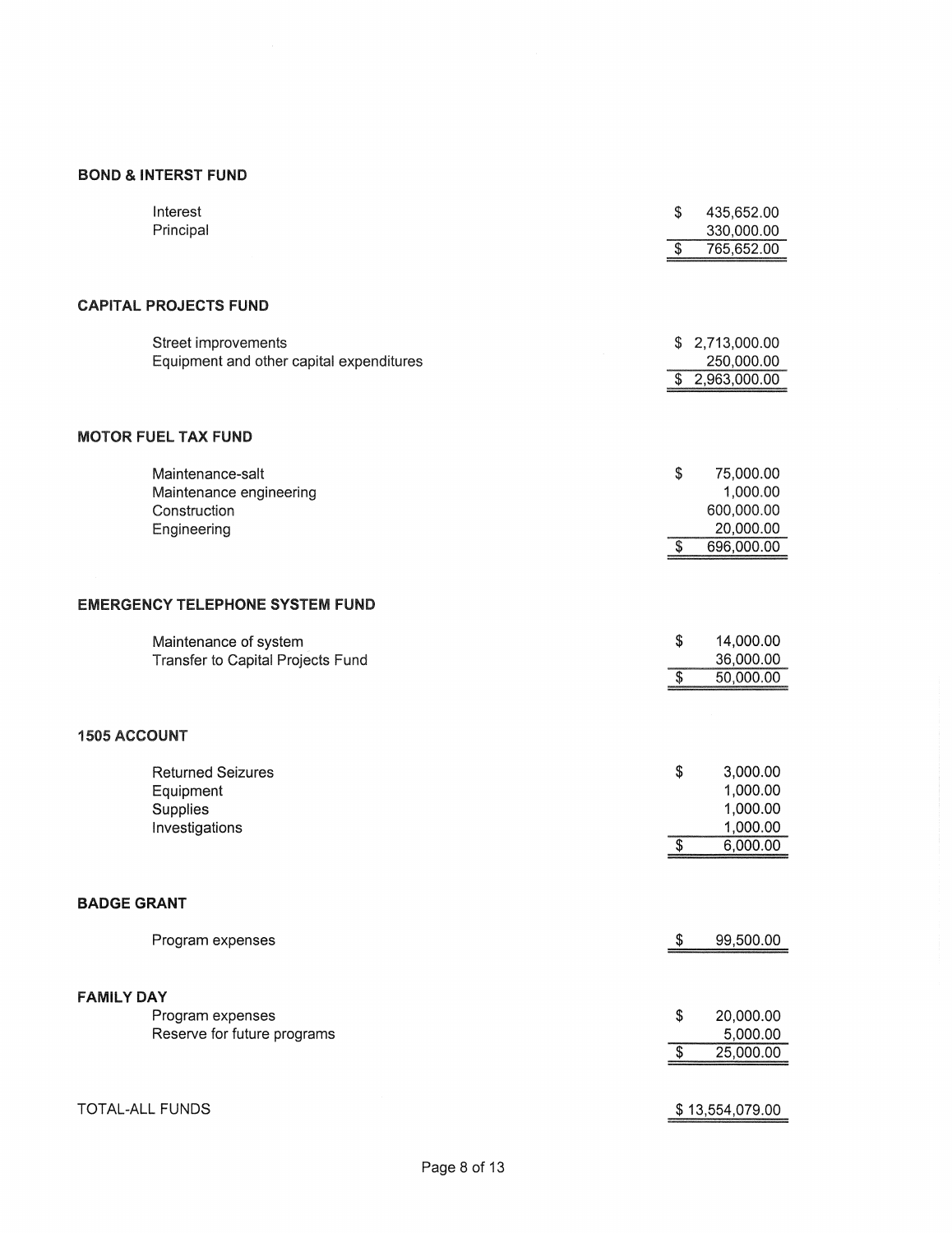**BOND & INTERST FUND**

| | |
|---|---|
| Interest | $ 435,652.00 |
| Principal | 330,000.00 |
| | $ 765,652.00 |

**CAPITAL PROJECTS FUND**

| | |
|---|---|
| Street improvements | $ 2,713,000.00 |
| Equipment and other capital expenditures | 250,000.00 |
| | $ 2,963,000.00 |

**MOTOR FUEL TAX FUND**

| | |
|---|---|
| Maintenance-salt | $ 75,000.00 |
| Maintenance engineering | 1,000.00 |
| Construction | 600,000.00 |
| Engineering | 20,000.00 |
| | $ 696,000.00 |

**EMERGENCY TELEPHONE SYSTEM FUND**

| | |
|---|---|
| Maintenance of system | $ 14,000.00 |
| Transfer to Capital Projects Fund | 36,000.00 |
| | $ 50,000.00 |

**1505 ACCOUNT**

| | |
|---|---|
| Returned Seizures | $ 3,000.00 |
| Equipment | 1,000.00 |
| Supplies | 1,000.00 |
| Investigations | 1,000.00 |
| | $ 6,000.00 |

**BADGE GRANT**

| | |
|---|---|
| Program expenses | $ 99,500.00 |

**FAMILY DAY**

| | |
|---|---|
| Program expenses | $ 20,000.00 |
| Reserve for future programs | 5,000.00 |
| | $ 25,000.00 |

| | |
|---|---|
| TOTAL-ALL FUNDS | $ 13,554,079.00 |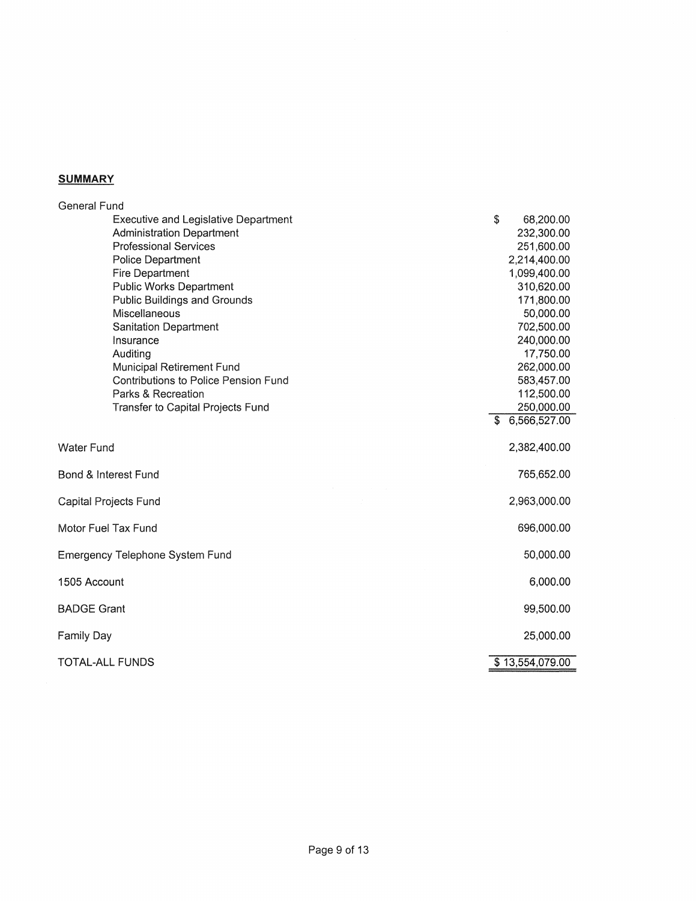**SUMMARY**

| | |
|---|---|
| General Fund | |
| Executive and Legislative Department | $ 68,200.00 |
| Administration Department | 232,300.00 |
| Professional Services | 251,600.00 |
| Police Department | 2,214,400.00 |
| Fire Department | 1,099,400.00 |
| Public Works Department | 310,620.00 |
| Public Buildings and Grounds | 171,800.00 |
| Miscellaneous | 50,000.00 |
| Sanitation Department | 702,500.00 |
| Insurance | 240,000.00 |
| Auditing | 17,750.00 |
| Municipal Retirement Fund | 262,000.00 |
| Contributions to Police Pension Fund | 583,457.00 |
| Parks & Recreation | 112,500.00 |
| Transfer to Capital Projects Fund | 250,000.00 |
| | $ 6,566,527.00 |
| Water Fund | 2,382,400.00 |
| Bond & Interest Fund | 765,652.00 |
| Capital Projects Fund | 2,963,000.00 |
| Motor Fuel Tax Fund | 696,000.00 |
| Emergency Telephone System Fund | 50,000.00 |
| 1505 Account | 6,000.00 |
| BADGE Grant | 99,500.00 |
| Family Day | 25,000.00 |
| TOTAL-ALL FUNDS | $ 13,554,079.00 |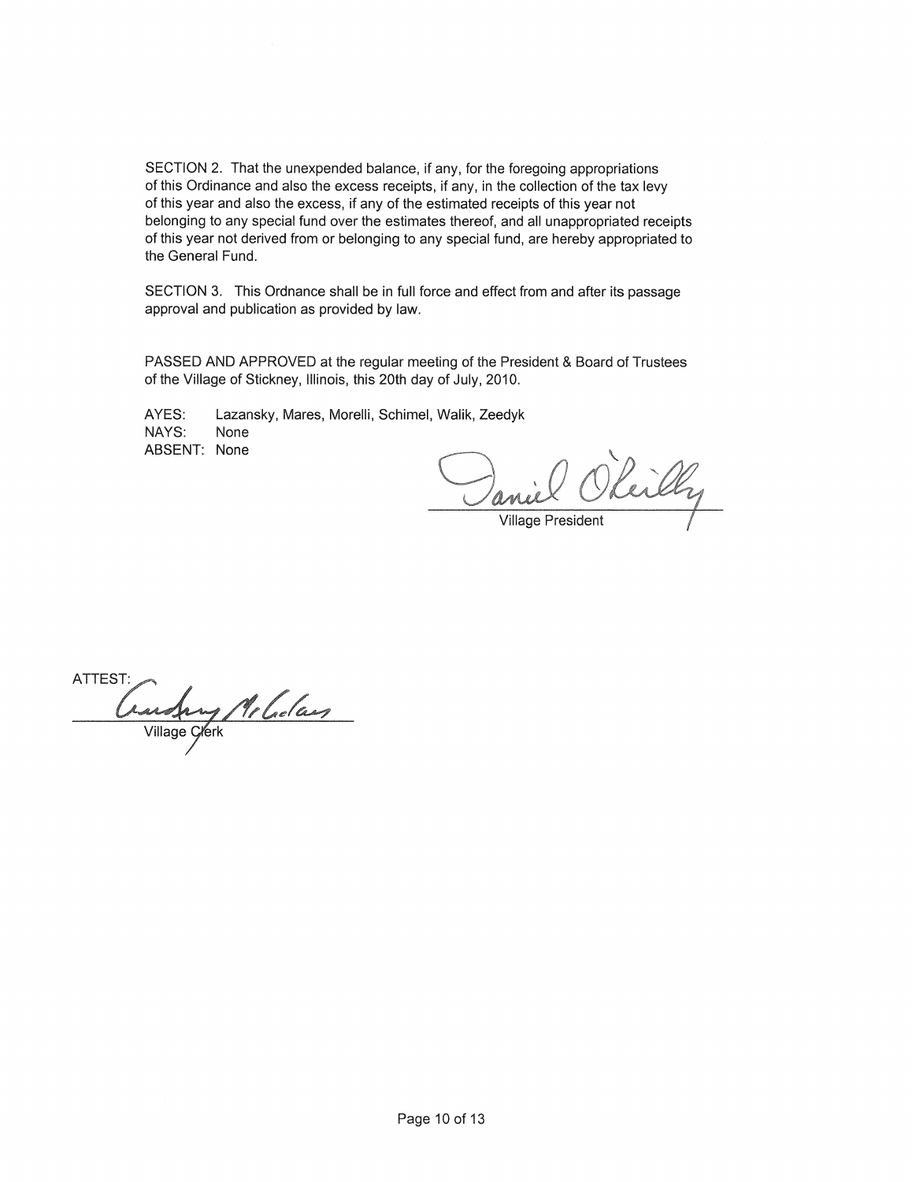SECTION 2. That the unexpended balance, if any, for the foregoing appropriations of this Ordinance and also the excess receipts, if any, in the collection of the tax levy of this year and also the excess, if any of the estimated receipts of this year not belonging to any special fund over the estimates thereof, and all unappropriated receipts of this year not derived from or belonging to any special fund, are hereby appropriated to the General Fund.

SECTION 3. This Ordnance shall be in full force and effect from and after its passage approval and publication as provided by law.

PASSED AND APPROVED at the regular meeting of the President & Board of Trustees of the Village of Stickney, Illinois, this 20th day of July, 2010.

AYES: Lazansky, Mares, Morelli, Schimel, Walik, Zeedyk
NAYS: None
ABSENT: None

Daniel O'Reilly
Village President

ATTEST:
Audrey McLelan
Village Clerk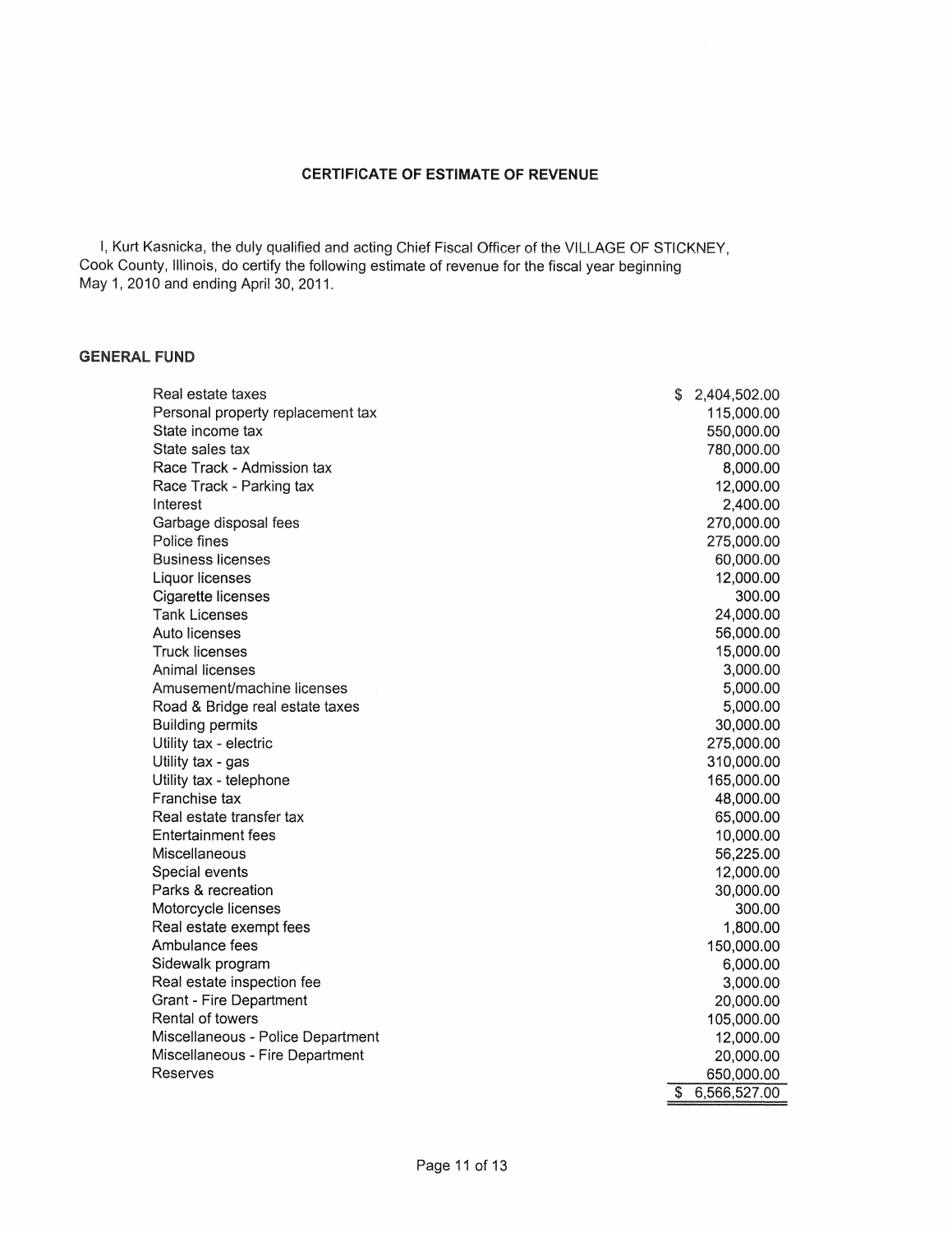## CERTIFICATE OF ESTIMATE OF REVENUE

I, Kurt Kasnicka, the duly qualified and acting Chief Fiscal Officer of the VILLAGE OF STICKNEY, Cook County, Illinois, do certify the following estimate of revenue for the fiscal year beginning May 1, 2010 and ending April 30, 2011.

### GENERAL FUND

| Item | Amount |
|---|---|
| Real estate taxes | $ 2,404,502.00 |
| Personal property replacement tax | 115,000.00 |
| State income tax | 550,000.00 |
| State sales tax | 780,000.00 |
| Race Track - Admission tax | 8,000.00 |
| Race Track - Parking tax | 12,000.00 |
| Interest | 2,400.00 |
| Garbage disposal fees | 270,000.00 |
| Police fines | 275,000.00 |
| Business licenses | 60,000.00 |
| Liquor licenses | 12,000.00 |
| Cigarette licenses | 300.00 |
| Tank Licenses | 24,000.00 |
| Auto licenses | 56,000.00 |
| Truck licenses | 15,000.00 |
| Animal licenses | 3,000.00 |
| Amusement/machine licenses | 5,000.00 |
| Road & Bridge real estate taxes | 5,000.00 |
| Building permits | 30,000.00 |
| Utility tax - electric | 275,000.00 |
| Utility tax - gas | 310,000.00 |
| Utility tax - telephone | 165,000.00 |
| Franchise tax | 48,000.00 |
| Real estate transfer tax | 65,000.00 |
| Entertainment fees | 10,000.00 |
| Miscellaneous | 56,225.00 |
| Special events | 12,000.00 |
| Parks & recreation | 30,000.00 |
| Motorcycle licenses | 300.00 |
| Real estate exempt fees | 1,800.00 |
| Ambulance fees | 150,000.00 |
| Sidewalk program | 6,000.00 |
| Real estate inspection fee | 3,000.00 |
| Grant - Fire Department | 20,000.00 |
| Rental of towers | 105,000.00 |
| Miscellaneous - Police Department | 12,000.00 |
| Miscellaneous - Fire Department | 20,000.00 |
| Reserves | 650,000.00 |
| | $ 6,566,527.00 |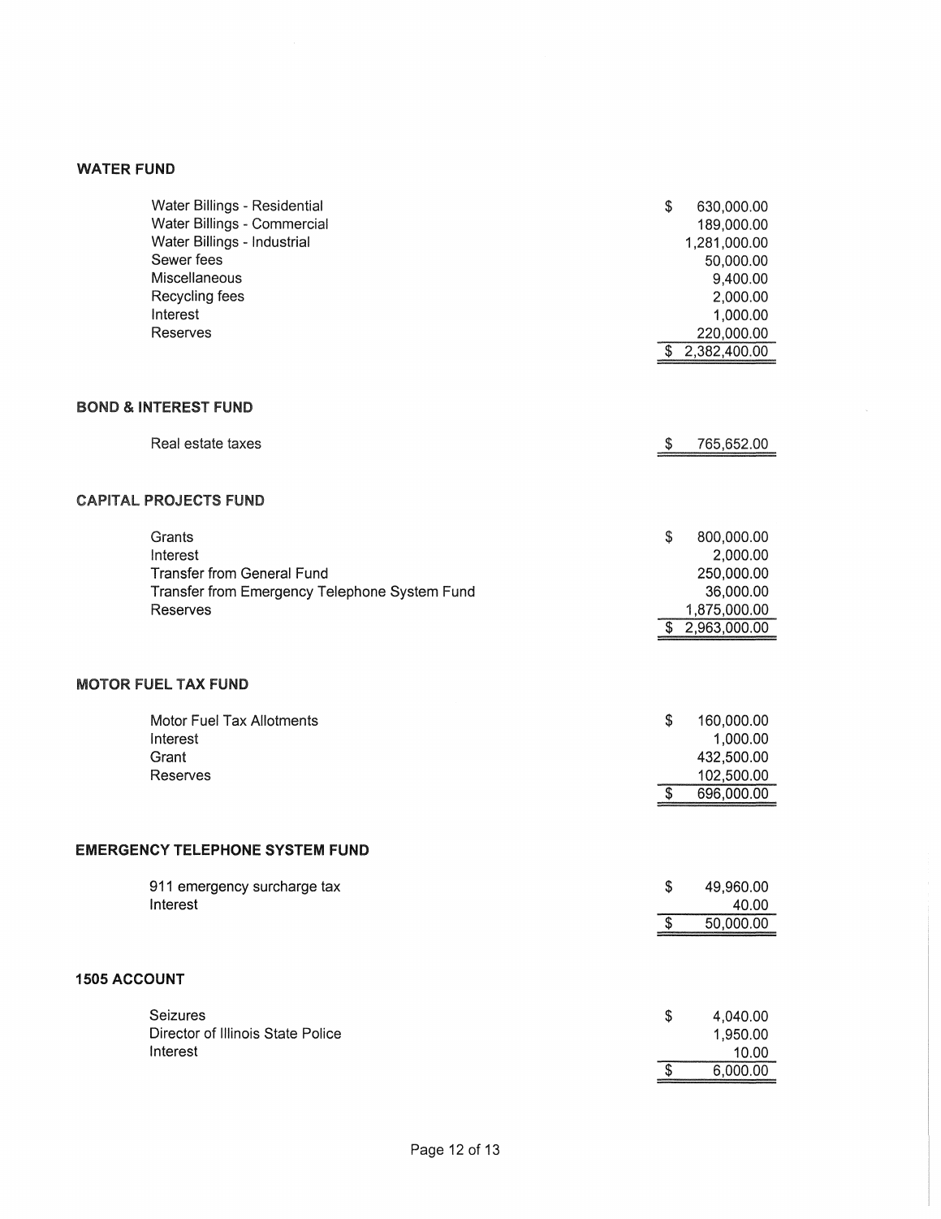**WATER FUND**

| | |
|---|---|
| Water Billings - Residential | $ 630,000.00 |
| Water Billings - Commercial | 189,000.00 |
| Water Billings - Industrial | 1,281,000.00 |
| Sewer fees | 50,000.00 |
| Miscellaneous | 9,400.00 |
| Recycling fees | 2,000.00 |
| Interest | 1,000.00 |
| Reserves | 220,000.00 |
| | $ 2,382,400.00 |

**BOND & INTEREST FUND**

| | |
|---|---|
| Real estate taxes | $ 765,652.00 |

**CAPITAL PROJECTS FUND**

| | |
|---|---|
| Grants | $ 800,000.00 |
| Interest | 2,000.00 |
| Transfer from General Fund | 250,000.00 |
| Transfer from Emergency Telephone System Fund | 36,000.00 |
| Reserves | 1,875,000.00 |
| | $ 2,963,000.00 |

**MOTOR FUEL TAX FUND**

| | |
|---|---|
| Motor Fuel Tax Allotments | $ 160,000.00 |
| Interest | 1,000.00 |
| Grant | 432,500.00 |
| Reserves | 102,500.00 |
| | $ 696,000.00 |

**EMERGENCY TELEPHONE SYSTEM FUND**

| | |
|---|---|
| 911 emergency surcharge tax | $ 49,960.00 |
| Interest | 40.00 |
| | $ 50,000.00 |

**1505 ACCOUNT**

| | |
|---|---|
| Seizures | $ 4,040.00 |
| Director of Illinois State Police | 1,950.00 |
| Interest | 10.00 |
| | $ 6,000.00 |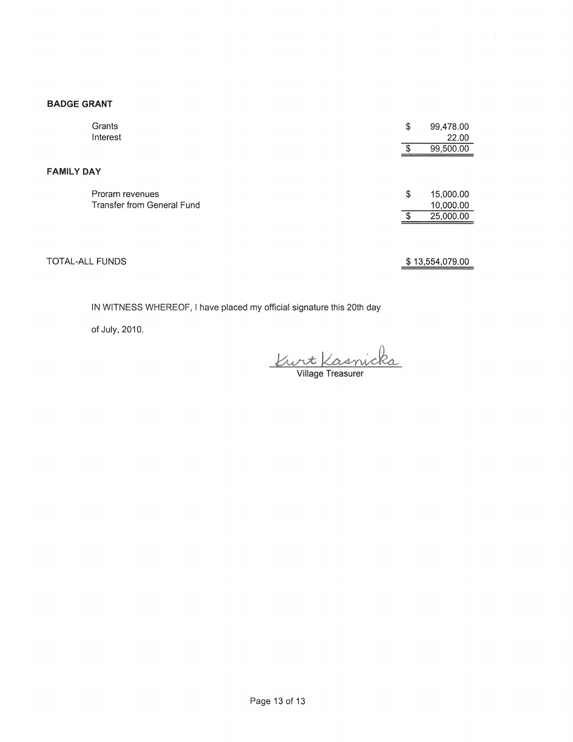**BADGE GRANT**

| | | |
|---|---|---|
| Grants | $ | 99,478.00 |
| Interest | | 22.00 |
| | $ | 99,500.00 |

**FAMILY DAY**

| | | |
|---|---|---|
| Proram revenues | $ | 15,000.00 |
| Transfer from General Fund | | 10,000.00 |
| | $ | 25,000.00 |

| | |
|---|---|
| TOTAL-ALL FUNDS | $ 13,554,079.00 |

IN WITNESS WHEREOF, I have placed my official signature this 20th day

of July, 2010.

Kurt Kasnicka
Village Treasurer